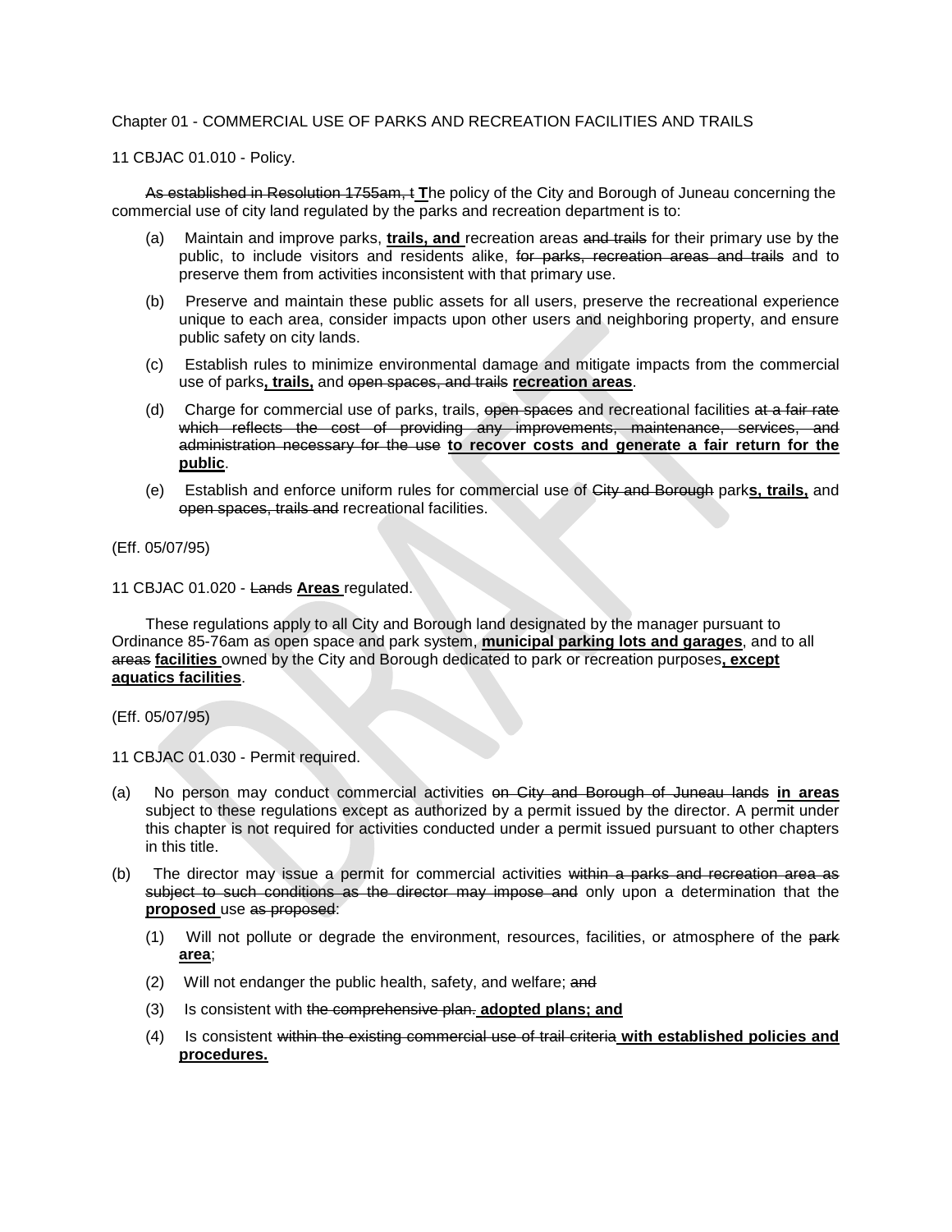Chapter 01 - COMMERCIAL USE OF PARKS AND RECREATION FACILITIES AND TRAILS

11 CBJAC 01.010 - Policy.

~~As established in Resolution 1755am, t~~ **T**he policy of the City and Borough of Juneau concerning the commercial use of city land regulated by the parks and recreation department is to:

(a) Maintain and improve parks, **trails, and** recreation areas ~~and trails~~ for their primary use by the public, to include visitors and residents alike, ~~for parks, recreation areas and trails~~ and to preserve them from activities inconsistent with that primary use.

(b) Preserve and maintain these public assets for all users, preserve the recreational experience unique to each area, consider impacts upon other users and neighboring property, and ensure public safety on city lands.

(c) Establish rules to minimize environmental damage and mitigate impacts from the commercial use of parks**, trails,** and ~~open spaces, and trails~~ **recreation areas**.

(d) Charge for commercial use of parks, trails, ~~open spaces~~ and recreational facilities ~~at a fair rate which reflects the cost of providing any improvements, maintenance, services, and administration necessary for the use~~ **to recover costs and generate a fair return for the public**.

(e) Establish and enforce uniform rules for commercial use of ~~City and Borough~~ park**s, trails,** and ~~open spaces, trails and~~ recreational facilities.

(Eff. 05/07/95)

11 CBJAC 01.020 - ~~Lands~~ **Areas** regulated.

These regulations apply to all City and Borough land designated by the manager pursuant to Ordinance 85-76am as open space and park system, **municipal parking lots and garages**, and to all ~~areas~~ **facilities** owned by the City and Borough dedicated to park or recreation purposes**, except aquatics facilities**.

(Eff. 05/07/95)

11 CBJAC 01.030 - Permit required.

(a) No person may conduct commercial activities ~~on City and Borough of Juneau lands~~ **in areas** subject to these regulations except as authorized by a permit issued by the director. A permit under this chapter is not required for activities conducted under a permit issued pursuant to other chapters in this title.

(b) The director may issue a permit for commercial activities ~~within a parks and recreation area as subject to such conditions as the director may impose and~~ only upon a determination that the **proposed** use ~~as proposed~~:

(1) Will not pollute or degrade the environment, resources, facilities, or atmosphere of the ~~park~~ **area**;

(2) Will not endanger the public health, safety, and welfare; ~~and~~

(3) Is consistent with ~~the comprehensive plan.~~ **adopted plans; and**

(4) Is consistent ~~within the existing commercial use of trail criteria~~ **with established policies and procedures.**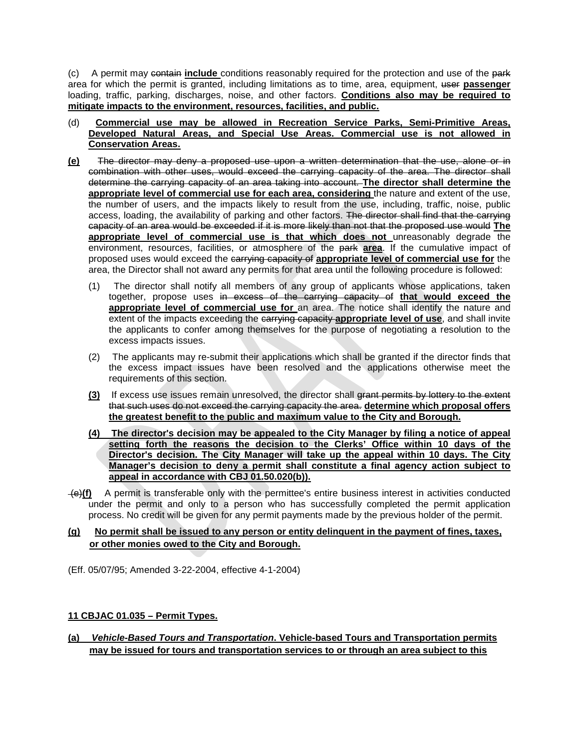(c) A permit may ~~contain~~ **include** conditions reasonably required for the protection and use of the ~~park~~ area for which the permit is granted, including limitations as to time, area, equipment, ~~user~~ **passenger** loading, traffic, parking, discharges, noise, and other factors. **Conditions also may be required to mitigate impacts to the environment, resources, facilities, and public.**

(d) **Commercial use may be allowed in Recreation Service Parks, Semi-Primitive Areas, Developed Natural Areas, and Special Use Areas. Commercial use is not allowed in Conservation Areas.**

**(e)** ~~The director may deny a proposed use upon a written determination that the use, alone or in combination with other uses, would exceed the carrying capacity of the area. The director shall determine the carrying capacity of an area taking into account.~~ **The director shall determine the appropriate level of commercial use for each area, considering** the nature and extent of the use, the number of users, and the impacts likely to result from the use, including, traffic, noise, public access, loading, the availability of parking and other factors. ~~The director shall find that the carrying capacity of an area would be exceeded if it is more likely than not that the proposed use would~~ **The appropriate level of commercial use is that which does not** unreasonably degrade the environment, resources, facilities, or atmosphere of the ~~park~~ **area**. If the cumulative impact of proposed uses would exceed the ~~carrying capacity of~~ **appropriate level of commercial use for** the area, the Director shall not award any permits for that area until the following procedure is followed:

(1) The director shall notify all members of any group of applicants whose applications, taken together, propose uses ~~in excess of the carrying capacity of~~ **that would exceed the appropriate level of commercial use for** an area. The notice shall identify the nature and extent of the impacts exceeding the ~~carrying capacity~~ **appropriate level of use**, and shall invite the applicants to confer among themselves for the purpose of negotiating a resolution to the excess impacts issues.

(2) The applicants may re-submit their applications which shall be granted if the director finds that the excess impact issues have been resolved and the applications otherwise meet the requirements of this section.

**(3)** If excess use issues remain unresolved, the director shall ~~grant permits by lottery to the extent that such uses do not exceed the carrying capacity the area.~~ **determine which proposal offers the greatest benefit to the public and maximum value to the City and Borough.**

**(4) The director's decision may be appealed to the City Manager by filing a notice of appeal setting forth the reasons the decision to the Clerks' Office within 10 days of the Director's decision. The City Manager will take up the appeal within 10 days. The City Manager's decision to deny a permit shall constitute a final agency action subject to appeal in accordance with CBJ 01.50.020(b)).**

~~(e)~~**(f)** A permit is transferable only with the permittee's entire business interest in activities conducted under the permit and only to a person who has successfully completed the permit application process. No credit will be given for any permit payments made by the previous holder of the permit.

**(g) No permit shall be issued to any person or entity delinquent in the payment of fines, taxes, or other monies owed to the City and Borough.**

(Eff. 05/07/95; Amended 3-22-2004, effective 4-1-2004)

**11 CBJAC 01.035 – Permit Types.**

**(a) *Vehicle-Based Tours and Transportation*. Vehicle-based Tours and Transportation permits may be issued for tours and transportation services to or through an area subject to this**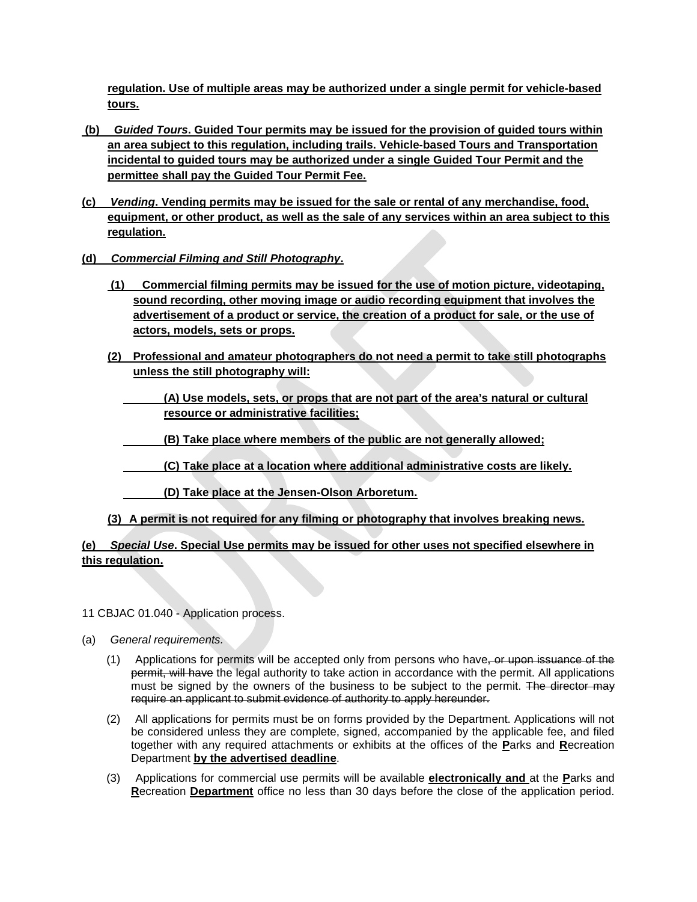**regulation. Use of multiple areas may be authorized under a single permit for vehicle-based tours.**

**(b)** ***Guided Tours*****. Guided Tour permits may be issued for the provision of guided tours within an area subject to this regulation, including trails. Vehicle-based Tours and Transportation incidental to guided tours may be authorized under a single Guided Tour Permit and the permittee shall pay the Guided Tour Permit Fee.**

**(c)** ***Vending*****. Vending permits may be issued for the sale or rental of any merchandise, food, equipment, or other product, as well as the sale of any services within an area subject to this regulation.**

**(d)** ***Commercial Filming and Still Photography*****.**

**(1) Commercial filming permits may be issued for the use of motion picture, videotaping, sound recording, other moving image or audio recording equipment that involves the advertisement of a product or service, the creation of a product for sale, or the use of actors, models, sets or props.**

**(2) Professional and amateur photographers do not need a permit to take still photographs unless the still photography will:**

**(A) Use models, sets, or props that are not part of the area's natural or cultural resource or administrative facilities;**

**(B) Take place where members of the public are not generally allowed;**

**(C) Take place at a location where additional administrative costs are likely.**

**(D) Take place at the Jensen-Olson Arboretum.**

**(3) A permit is not required for any filming or photography that involves breaking news.**

**(e)** ***Special Use*****. Special Use permits may be issued for other uses not specified elsewhere in this regulation.**

11 CBJAC 01.040 - Application process.

(a) *General requirements.*

(1) Applications for permits will be accepted only from persons who have~~, or upon issuance of the permit, will have~~ the legal authority to take action in accordance with the permit. All applications must be signed by the owners of the business to be subject to the permit. ~~The director may require an applicant to submit evidence of authority to apply hereunder.~~

(2) All applications for permits must be on forms provided by the Department. Applications will not be considered unless they are complete, signed, accompanied by the applicable fee, and filed together with any required attachments or exhibits at the offices of the **P**arks and **R**ecreation Department **by the advertised deadline**.

(3) Applications for commercial use permits will be available **electronically and** at the **P**arks and **R**ecreation **Department** office no less than 30 days before the close of the application period.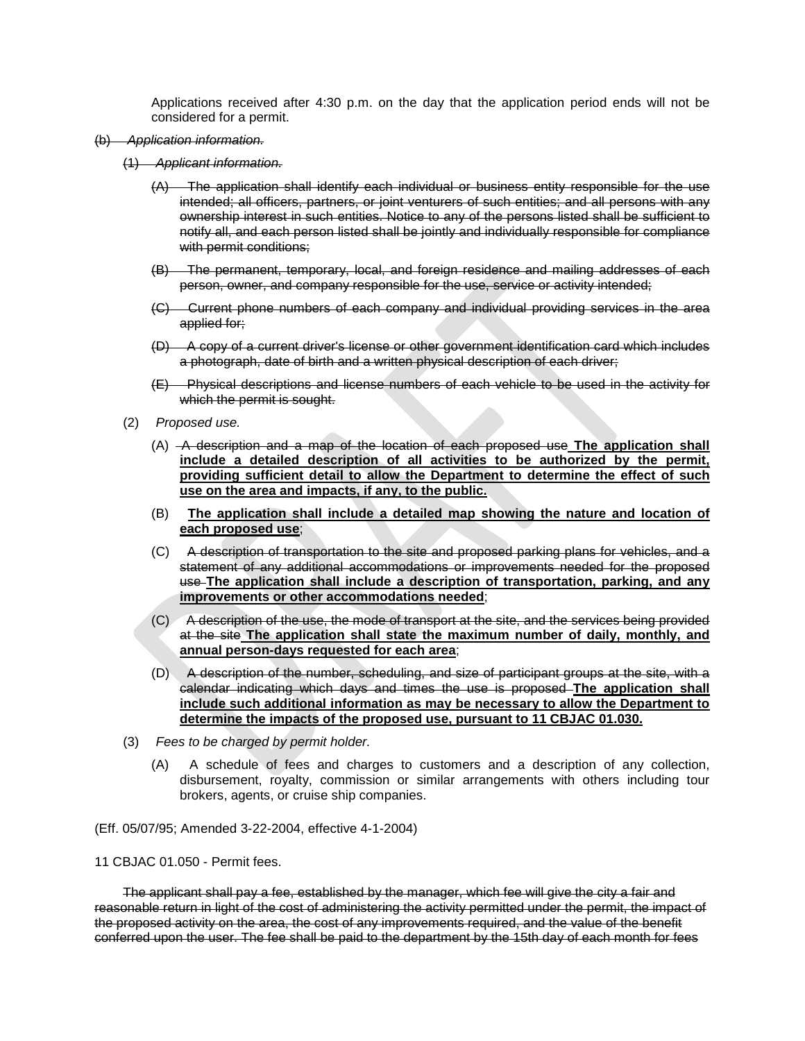Applications received after 4:30 p.m. on the day that the application period ends will not be considered for a permit.

~~(b) *Application information.*~~

~~(1) *Applicant information.*~~

~~(A) The application shall identify each individual or business entity responsible for the use intended; all officers, partners, or joint venturers of such entities; and all persons with any ownership interest in such entities. Notice to any of the persons listed shall be sufficient to notify all, and each person listed shall be jointly and individually responsible for compliance with permit conditions;~~

~~(B) The permanent, temporary, local, and foreign residence and mailing addresses of each person, owner, and company responsible for the use, service or activity intended;~~

~~(C) Current phone numbers of each company and individual providing services in the area applied for;~~

~~(D) A copy of a current driver's license or other government identification card which includes a photograph, date of birth and a written physical description of each driver;~~

~~(E) Physical descriptions and license numbers of each vehicle to be used in the activity for which the permit is sought.~~

(2) *Proposed use.*

(A) ~~A description and a map of the location of each proposed use~~ **<u>The application shall include a detailed description of all activities to be authorized by the permit, providing sufficient detail to allow the Department to determine the effect of such use on the area and impacts, if any, to the public.</u>**

(B) **<u>The application shall include a detailed map showing the nature and location of each proposed use</u>**;

(C) ~~A description of transportation to the site and proposed parking plans for vehicles, and a statement of any additional accommodations or improvements needed for the proposed use~~ **<u>The application shall include a description of transportation, parking, and any improvements or other accommodations needed</u>**;

(C) ~~A description of the use, the mode of transport at the site, and the services being provided at the site~~ **<u>The application shall state the maximum number of daily, monthly, and annual person-days requested for each area</u>**;

(D) ~~A description of the number, scheduling, and size of participant groups at the site, with a calendar indicating which days and times the use is proposed~~ **<u>The application shall include such additional information as may be necessary to allow the Department to determine the impacts of the proposed use, pursuant to 11 CBJAC 01.030.</u>**

(3) *Fees to be charged by permit holder.*

(A) A schedule of fees and charges to customers and a description of any collection, disbursement, royalty, commission or similar arrangements with others including tour brokers, agents, or cruise ship companies.

(Eff. 05/07/95; Amended 3-22-2004, effective 4-1-2004)

11 CBJAC 01.050 - Permit fees.

~~The applicant shall pay a fee, established by the manager, which fee will give the city a fair and reasonable return in light of the cost of administering the activity permitted under the permit, the impact of the proposed activity on the area, the cost of any improvements required, and the value of the benefit conferred upon the user. The fee shall be paid to the department by the 15th day of each month for fees~~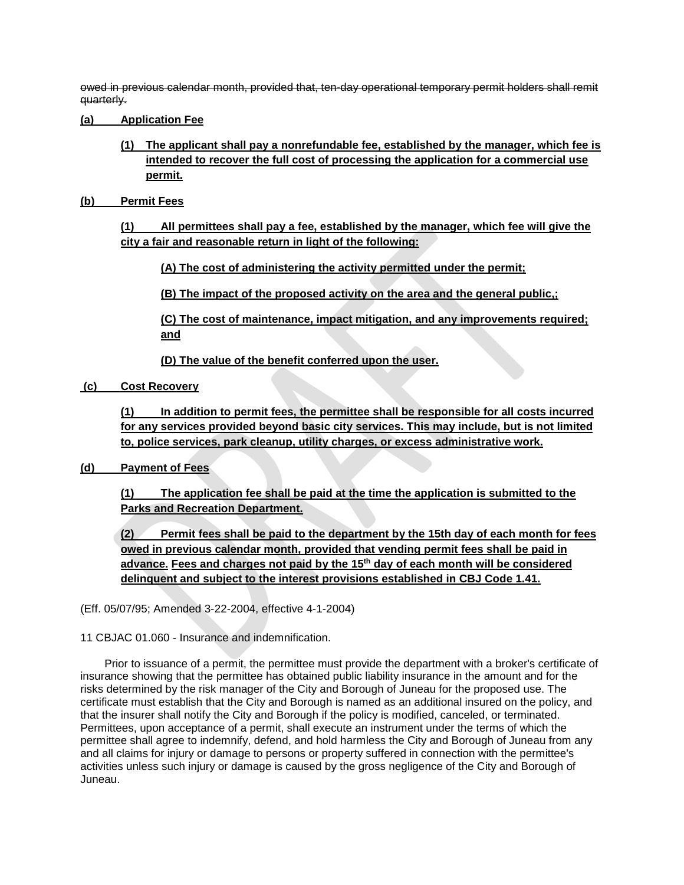~~owed in previous calendar month, provided that, ten-day operational temporary permit holders shall remit quarterly.~~

<u>**(a) Application Fee**</u>

<u>**(1) The applicant shall pay a nonrefundable fee, established by the manager, which fee is intended to recover the full cost of processing the application for a commercial use permit.**</u>

<u>**(b) Permit Fees**</u>

<u>**(1) All permittees shall pay a fee, established by the manager, which fee will give the city a fair and reasonable return in light of the following:**</u>

<u>**(A) The cost of administering the activity permitted under the permit;**</u>

<u>**(B) The impact of the proposed activity on the area and the general public,;**</u>

<u>**(C) The cost of maintenance, impact mitigation, and any improvements required; and**</u>

<u>**(D) The value of the benefit conferred upon the user.**</u>

<u>**(c) Cost Recovery**</u>

<u>**(1) In addition to permit fees, the permittee shall be responsible for all costs incurred for any services provided beyond basic city services. This may include, but is not limited to, police services, park cleanup, utility charges, or excess administrative work.**</u>

<u>**(d) Payment of Fees**</u>

<u>**(1) The application fee shall be paid at the time the application is submitted to the Parks and Recreation Department.**</u>

<u>**(2) Permit fees shall be paid to the department by the 15th day of each month for fees owed in previous calendar month, provided that vending permit fees shall be paid in advance. Fees and charges not paid by the 15th day of each month will be considered delinquent and subject to the interest provisions established in CBJ Code 1.41.**</u>

(Eff. 05/07/95; Amended 3-22-2004, effective 4-1-2004)

11 CBJAC 01.060 - Insurance and indemnification.

Prior to issuance of a permit, the permittee must provide the department with a broker's certificate of insurance showing that the permittee has obtained public liability insurance in the amount and for the risks determined by the risk manager of the City and Borough of Juneau for the proposed use. The certificate must establish that the City and Borough is named as an additional insured on the policy, and that the insurer shall notify the City and Borough if the policy is modified, canceled, or terminated. Permittees, upon acceptance of a permit, shall execute an instrument under the terms of which the permittee shall agree to indemnify, defend, and hold harmless the City and Borough of Juneau from any and all claims for injury or damage to persons or property suffered in connection with the permittee's activities unless such injury or damage is caused by the gross negligence of the City and Borough of Juneau.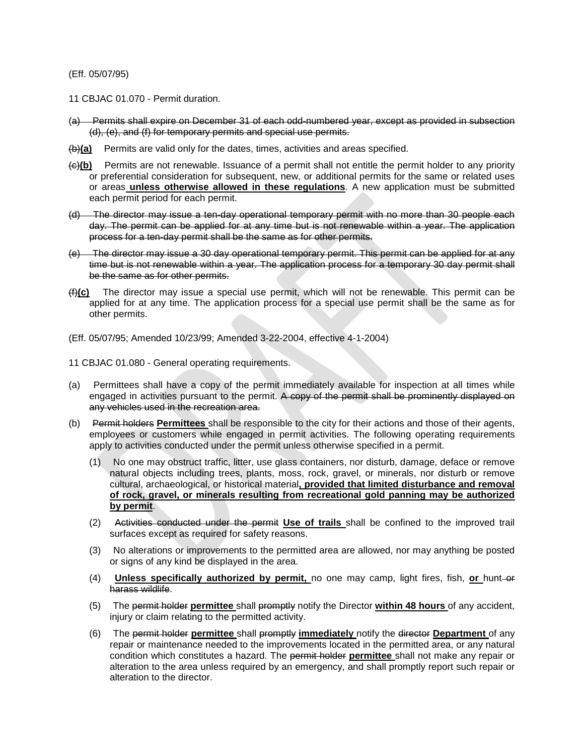(Eff. 05/07/95)

11 CBJAC 01.070 - Permit duration.

(a) ~~Permits shall expire on December 31 of each odd-numbered year, except as provided in subsection (d), (e), and (f) for temporary permits and special use permits.~~

~~(b)~~**(a)** Permits are valid only for the dates, times, activities and areas specified.

~~(c)~~**(b)** Permits are not renewable. Issuance of a permit shall not entitle the permit holder to any priority or preferential consideration for subsequent, new, or additional permits for the same or related uses or areas **unless otherwise allowed in these regulations**. A new application must be submitted each permit period for each permit.

~~(d) The director may issue a ten-day operational temporary permit with no more than 30 people each day. The permit can be applied for at any time but is not renewable within a year. The application process for a ten-day permit shall be the same as for other permits.~~

~~(e) The director may issue a 30 day operational temporary permit. This permit can be applied for at any time but is not renewable within a year. The application process for a temporary 30 day permit shall be the same as for other permits.~~

~~(f)~~**(c)** The director may issue a special use permit, which will not be renewable. This permit can be applied for at any time. The application process for a special use permit shall be the same as for other permits.

(Eff. 05/07/95; Amended 10/23/99; Amended 3-22-2004, effective 4-1-2004)

11 CBJAC 01.080 - General operating requirements.

(a) Permittees shall have a copy of the permit immediately available for inspection at all times while engaged in activities pursuant to the permit. ~~A copy of the permit shall be prominently displayed on any vehicles used in the recreation area.~~

(b) ~~Permit holders~~ **Permittees** shall be responsible to the city for their actions and those of their agents, employees or customers while engaged in permit activities. The following operating requirements apply to activities conducted under the permit unless otherwise specified in a permit.

(1) No one may obstruct traffic, litter, use glass containers, nor disturb, damage, deface or remove natural objects including trees, plants, moss, rock, gravel, or minerals, nor disturb or remove cultural, archaeological, or historical material**, provided that limited disturbance and removal of rock, gravel, or minerals resulting from recreational gold panning may be authorized by permit**.

(2) ~~Activities conducted under the permit~~ **Use of trails** shall be confined to the improved trail surfaces except as required for safety reasons.

(3) No alterations or improvements to the permitted area are allowed, nor may anything be posted or signs of any kind be displayed in the area.

(4) **Unless specifically authorized by permit,** no one may camp, light fires, fish, **or** hunt ~~or harass wildlife~~.

(5) The ~~permit holder~~ **permittee** shall ~~promptly~~ notify the Director **within 48 hours** of any accident, injury or claim relating to the permitted activity.

(6) The ~~permit holder~~ **permittee** shall ~~promptly~~ **immediately** notify the ~~director~~ **Department** of any repair or maintenance needed to the improvements located in the permitted area, or any natural condition which constitutes a hazard. The ~~permit holder~~ **permittee** shall not make any repair or alteration to the area unless required by an emergency, and shall promptly report such repair or alteration to the director.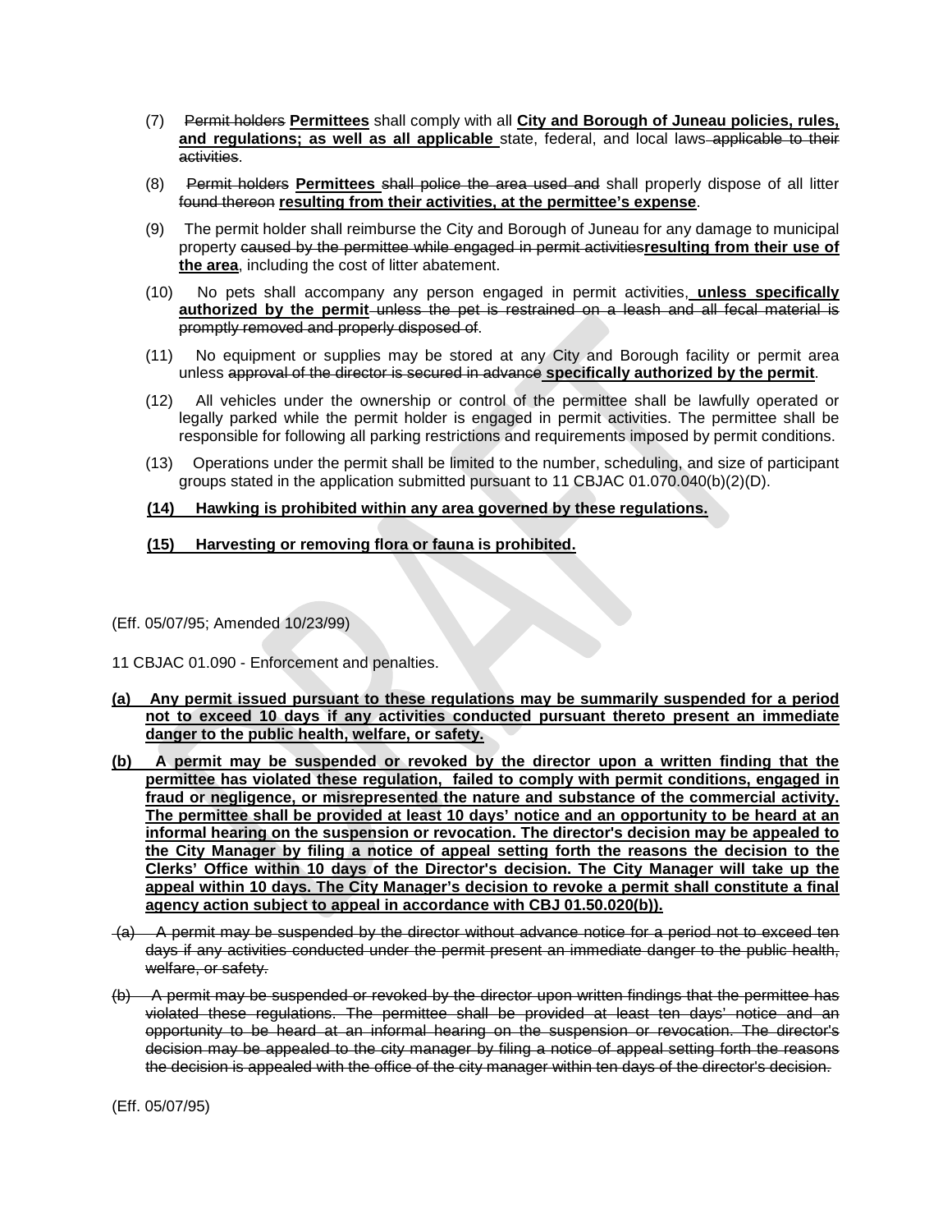(7) ~~Permit holders~~ **<u>Permittees</u>** shall comply with all **<u>City and Borough of Juneau policies, rules, and regulations; as well as all applicable</u>** state, federal, and local laws ~~applicable to their activities~~.

(8) ~~Permit holders~~ **<u>Permittees</u>** ~~shall police the area used and~~ shall properly dispose of all litter ~~found thereon~~ **<u>resulting from their activities, at the permittee's expense</u>**.

(9) The permit holder shall reimburse the City and Borough of Juneau for any damage to municipal property ~~caused by the permittee while engaged in permit activities~~**<u>resulting from their use of the area</u>**, including the cost of litter abatement.

(10) No pets shall accompany any person engaged in permit activities, **<u>unless specifically authorized by the permit</u>** ~~unless the pet is restrained on a leash and all fecal material is promptly removed and properly disposed of~~.

(11) No equipment or supplies may be stored at any City and Borough facility or permit area unless ~~approval of the director is secured in advance~~ **<u>specifically authorized by the permit</u>**.

(12) All vehicles under the ownership or control of the permittee shall be lawfully operated or legally parked while the permit holder is engaged in permit activities. The permittee shall be responsible for following all parking restrictions and requirements imposed by permit conditions.

(13) Operations under the permit shall be limited to the number, scheduling, and size of participant groups stated in the application submitted pursuant to 11 CBJAC 01.070.040(b)(2)(D).

**<u>(14) Hawking is prohibited within any area governed by these regulations.</u>**

**<u>(15) Harvesting or removing flora or fauna is prohibited.</u>**

(Eff. 05/07/95; Amended 10/23/99)

11 CBJAC 01.090 - Enforcement and penalties.

**<u>(a) Any permit issued pursuant to these regulations may be summarily suspended for a period not to exceed 10 days if any activities conducted pursuant thereto present an immediate danger to the public health, welfare, or safety.</u>**

**<u>(b) A permit may be suspended or revoked by the director upon a written finding that the permittee has violated these regulation, failed to comply with permit conditions, engaged in fraud or negligence, or misrepresented the nature and substance of the commercial activity. The permittee shall be provided at least 10 days' notice and an opportunity to be heard at an informal hearing on the suspension or revocation. The director's decision may be appealed to the City Manager by filing a notice of appeal setting forth the reasons the decision to the Clerks' Office within 10 days of the Director's decision. The City Manager will take up the appeal within 10 days. The City Manager's decision to revoke a permit shall constitute a final agency action subject to appeal in accordance with CBJ 01.50.020(b)).</u>**

~~(a) A permit may be suspended by the director without advance notice for a period not to exceed ten days if any activities conducted under the permit present an immediate danger to the public health, welfare, or safety.~~

~~(b) A permit may be suspended or revoked by the director upon written findings that the permittee has violated these regulations. The permittee shall be provided at least ten days' notice and an opportunity to be heard at an informal hearing on the suspension or revocation. The director's decision may be appealed to the city manager by filing a notice of appeal setting forth the reasons the decision is appealed with the office of the city manager within ten days of the director's decision.~~

(Eff. 05/07/95)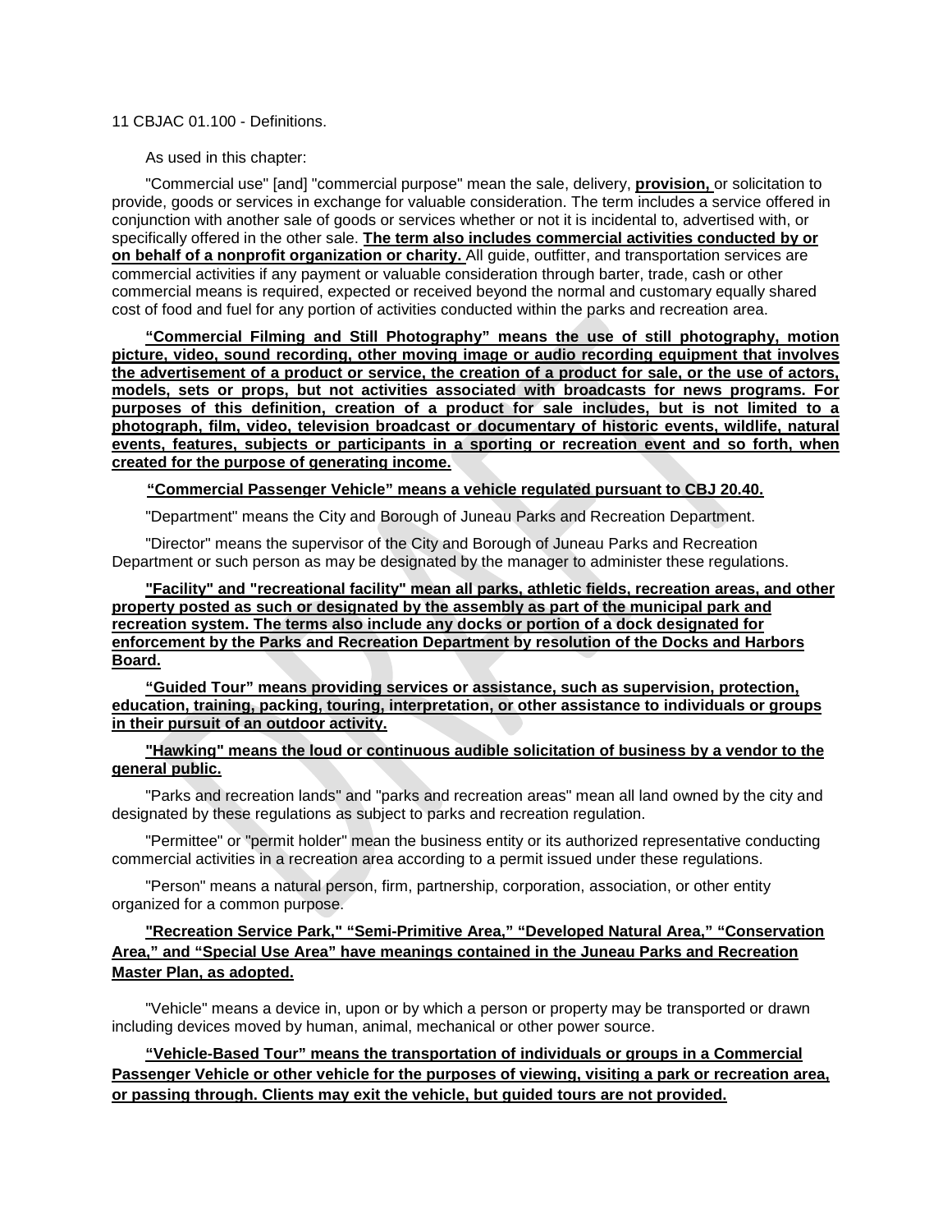11 CBJAC 01.100 - Definitions.

As used in this chapter:

"Commercial use" [and] "commercial purpose" mean the sale, delivery, **provision,** or solicitation to provide, goods or services in exchange for valuable consideration. The term includes a service offered in conjunction with another sale of goods or services whether or not it is incidental to, advertised with, or specifically offered in the other sale. **The term also includes commercial activities conducted by or on behalf of a nonprofit organization or charity.** All guide, outfitter, and transportation services are commercial activities if any payment or valuable consideration through barter, trade, cash or other commercial means is required, expected or received beyond the normal and customary equally shared cost of food and fuel for any portion of activities conducted within the parks and recreation area.

**"Commercial Filming and Still Photography" means the use of still photography, motion picture, video, sound recording, other moving image or audio recording equipment that involves the advertisement of a product or service, the creation of a product for sale, or the use of actors, models, sets or props, but not activities associated with broadcasts for news programs. For purposes of this definition, creation of a product for sale includes, but is not limited to a photograph, film, video, television broadcast or documentary of historic events, wildlife, natural events, features, subjects or participants in a sporting or recreation event and so forth, when created for the purpose of generating income.**

**"Commercial Passenger Vehicle" means a vehicle regulated pursuant to CBJ 20.40.**

"Department" means the City and Borough of Juneau Parks and Recreation Department.

"Director" means the supervisor of the City and Borough of Juneau Parks and Recreation Department or such person as may be designated by the manager to administer these regulations.

**"Facility" and "recreational facility" mean all parks, athletic fields, recreation areas, and other property posted as such or designated by the assembly as part of the municipal park and recreation system. The terms also include any docks or portion of a dock designated for enforcement by the Parks and Recreation Department by resolution of the Docks and Harbors Board.**

**"Guided Tour" means providing services or assistance, such as supervision, protection, education, training, packing, touring, interpretation, or other assistance to individuals or groups in their pursuit of an outdoor activity.**

**"Hawking" means the loud or continuous audible solicitation of business by a vendor to the general public.**

"Parks and recreation lands" and "parks and recreation areas" mean all land owned by the city and designated by these regulations as subject to parks and recreation regulation.

"Permittee" or "permit holder" mean the business entity or its authorized representative conducting commercial activities in a recreation area according to a permit issued under these regulations.

"Person" means a natural person, firm, partnership, corporation, association, or other entity organized for a common purpose.

**"Recreation Service Park," "Semi-Primitive Area," "Developed Natural Area," "Conservation Area," and "Special Use Area" have meanings contained in the Juneau Parks and Recreation Master Plan, as adopted.**

"Vehicle" means a device in, upon or by which a person or property may be transported or drawn including devices moved by human, animal, mechanical or other power source.

**"Vehicle-Based Tour" means the transportation of individuals or groups in a Commercial Passenger Vehicle or other vehicle for the purposes of viewing, visiting a park or recreation area, or passing through. Clients may exit the vehicle, but guided tours are not provided.**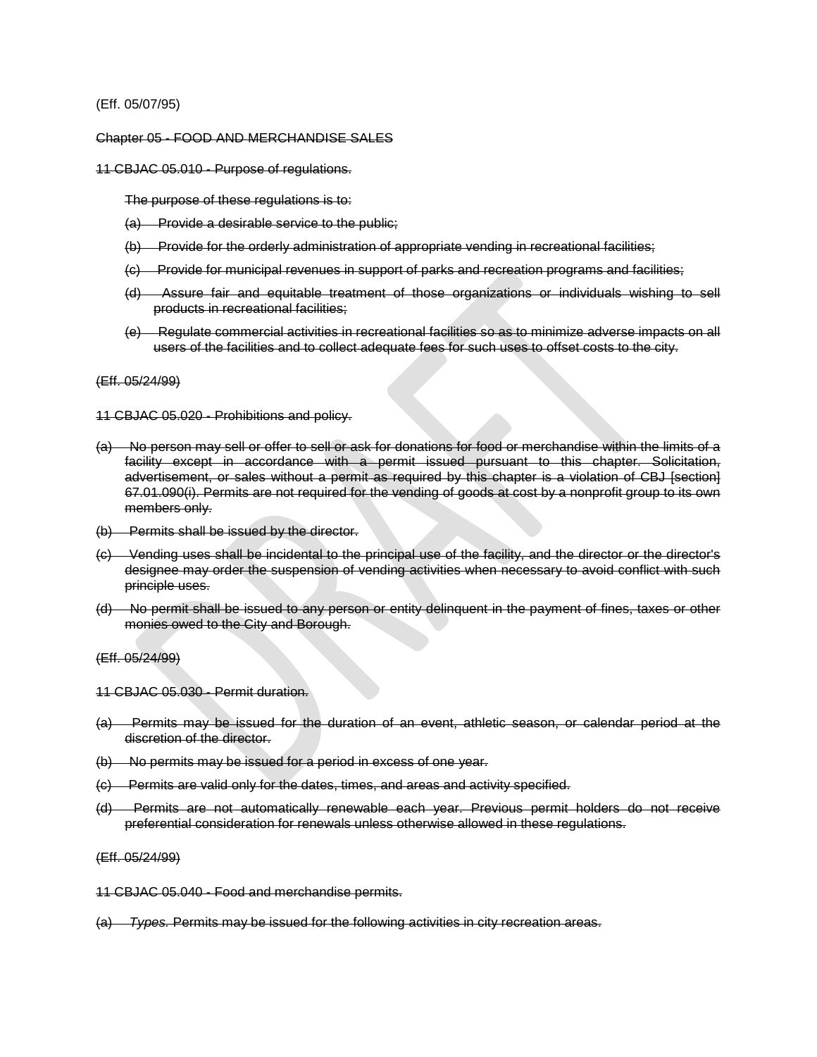(Eff. 05/07/95)

~~Chapter 05 - FOOD AND MERCHANDISE SALES~~

~~11 CBJAC 05.010 - Purpose of regulations.~~

~~The purpose of these regulations is to:~~

~~(a) Provide a desirable service to the public;~~

~~(b) Provide for the orderly administration of appropriate vending in recreational facilities;~~

~~(c) Provide for municipal revenues in support of parks and recreation programs and facilities;~~

~~(d) Assure fair and equitable treatment of those organizations or individuals wishing to sell products in recreational facilities;~~

~~(e) Regulate commercial activities in recreational facilities so as to minimize adverse impacts on all users of the facilities and to collect adequate fees for such uses to offset costs to the city.~~

~~(Eff. 05/24/99)~~

~~11 CBJAC 05.020 - Prohibitions and policy.~~

~~(a) No person may sell or offer to sell or ask for donations for food or merchandise within the limits of a facility except in accordance with a permit issued pursuant to this chapter. Solicitation, advertisement, or sales without a permit as required by this chapter is a violation of CBJ [section] 67.01.090(i). Permits are not required for the vending of goods at cost by a nonprofit group to its own members only.~~

~~(b) Permits shall be issued by the director.~~

~~(c) Vending uses shall be incidental to the principal use of the facility, and the director or the director's designee may order the suspension of vending activities when necessary to avoid conflict with such principle uses.~~

~~(d) No permit shall be issued to any person or entity delinquent in the payment of fines, taxes or other monies owed to the City and Borough.~~

~~(Eff. 05/24/99)~~

~~11 CBJAC 05.030 - Permit duration.~~

~~(a) Permits may be issued for the duration of an event, athletic season, or calendar period at the discretion of the director.~~

~~(b) No permits may be issued for a period in excess of one year.~~

~~(c) Permits are valid only for the dates, times, and areas and activity specified.~~

~~(d) Permits are not automatically renewable each year. Previous permit holders do not receive preferential consideration for renewals unless otherwise allowed in these regulations.~~

~~(Eff. 05/24/99)~~

~~11 CBJAC 05.040 - Food and merchandise permits.~~

~~(a) *Types.* Permits may be issued for the following activities in city recreation areas.~~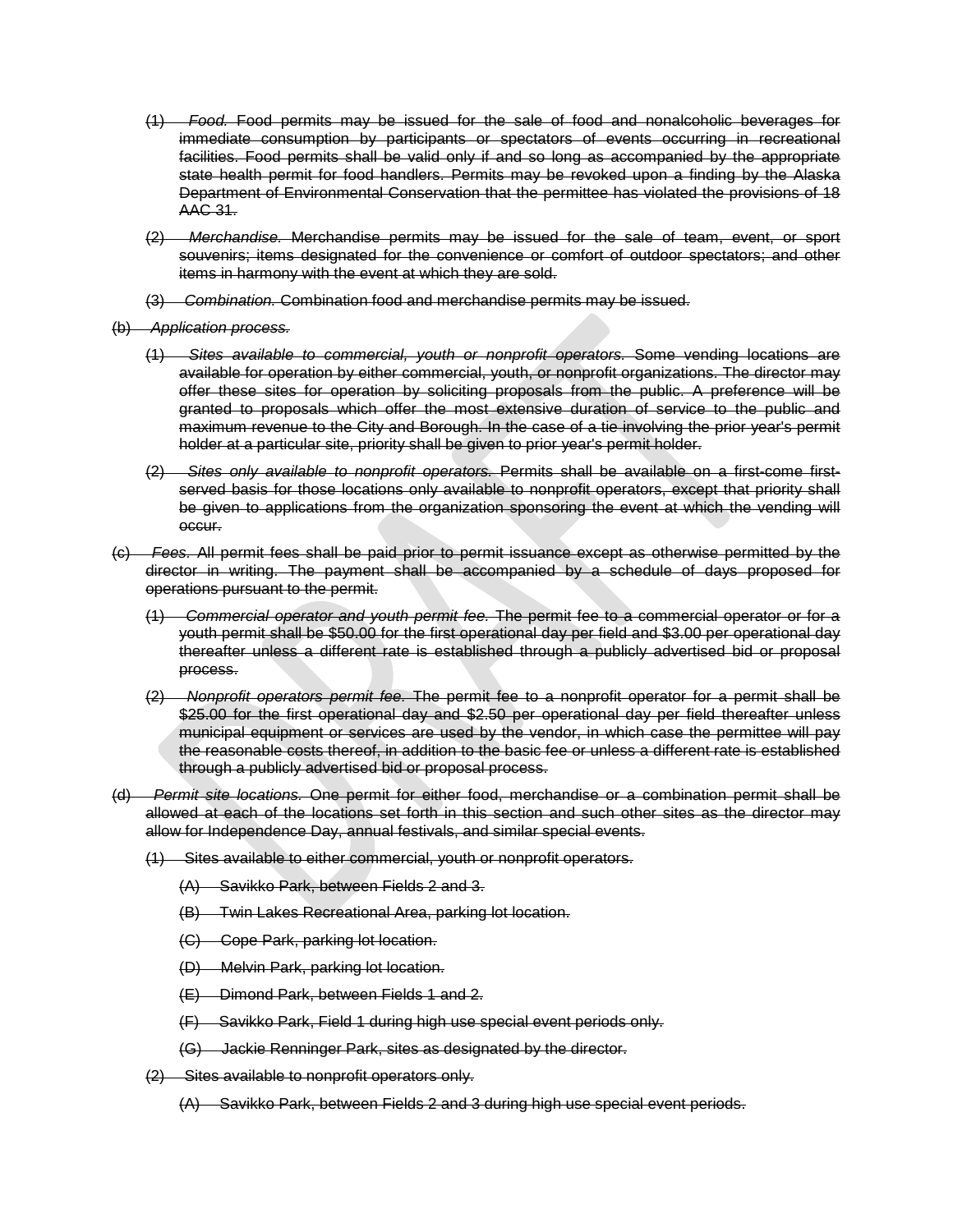~~(1) *Food.* Food permits may be issued for the sale of food and nonalcoholic beverages for immediate consumption by participants or spectators of events occurring in recreational facilities. Food permits shall be valid only if and so long as accompanied by the appropriate state health permit for food handlers. Permits may be revoked upon a finding by the Alaska Department of Environmental Conservation that the permittee has violated the provisions of 18 AAC 31.~~

~~(2) *Merchandise.* Merchandise permits may be issued for the sale of team, event, or sport souvenirs; items designated for the convenience or comfort of outdoor spectators; and other items in harmony with the event at which they are sold.~~

~~(3) *Combination.* Combination food and merchandise permits may be issued.~~

~~(b) *Application process.*~~

~~(1) *Sites available to commercial, youth or nonprofit operators.* Some vending locations are available for operation by either commercial, youth, or nonprofit organizations. The director may offer these sites for operation by soliciting proposals from the public. A preference will be granted to proposals which offer the most extensive duration of service to the public and maximum revenue to the City and Borough. In the case of a tie involving the prior year's permit holder at a particular site, priority shall be given to prior year's permit holder.~~

~~(2) *Sites only available to nonprofit operators.* Permits shall be available on a first-come first-served basis for those locations only available to nonprofit operators, except that priority shall be given to applications from the organization sponsoring the event at which the vending will occur.~~

~~(c) *Fees.* All permit fees shall be paid prior to permit issuance except as otherwise permitted by the director in writing. The payment shall be accompanied by a schedule of days proposed for operations pursuant to the permit.~~

~~(1) *Commercial operator and youth permit fee.* The permit fee to a commercial operator or for a youth permit shall be $50.00 for the first operational day per field and $3.00 per operational day thereafter unless a different rate is established through a publicly advertised bid or proposal process.~~

~~(2) *Nonprofit operators permit fee.* The permit fee to a nonprofit operator for a permit shall be $25.00 for the first operational day and $2.50 per operational day per field thereafter unless municipal equipment or services are used by the vendor, in which case the permittee will pay the reasonable costs thereof, in addition to the basic fee or unless a different rate is established through a publicly advertised bid or proposal process.~~

~~(d) *Permit site locations.* One permit for either food, merchandise or a combination permit shall be allowed at each of the locations set forth in this section and such other sites as the director may allow for Independence Day, annual festivals, and similar special events.~~

~~(1) Sites available to either commercial, youth or nonprofit operators.~~

~~(A) Savikko Park, between Fields 2 and 3.~~

~~(B) Twin Lakes Recreational Area, parking lot location.~~

~~(C) Cope Park, parking lot location.~~

~~(D) Melvin Park, parking lot location.~~

~~(E) Dimond Park, between Fields 1 and 2.~~

~~(F) Savikko Park, Field 1 during high use special event periods only.~~

~~(G) Jackie Renninger Park, sites as designated by the director.~~

~~(2) Sites available to nonprofit operators only.~~

~~(A) Savikko Park, between Fields 2 and 3 during high use special event periods.~~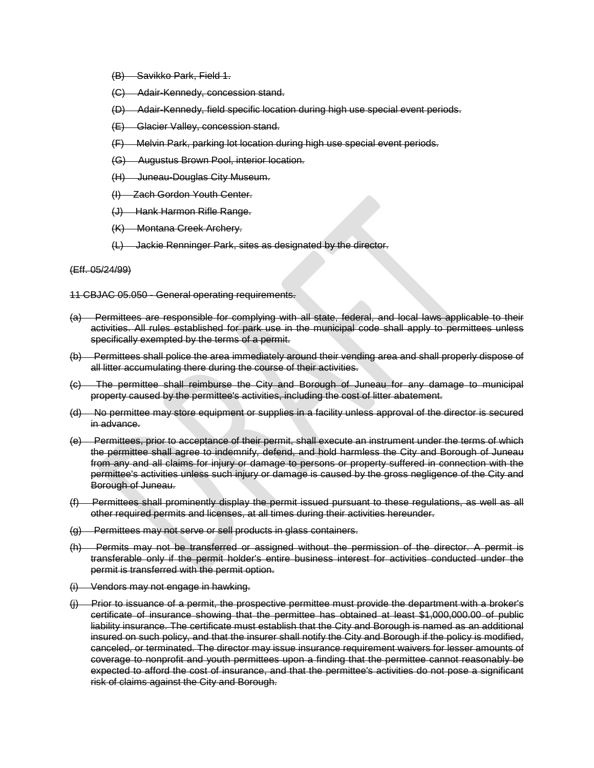~~(B) Savikko Park, Field 1.~~

~~(C) Adair-Kennedy, concession stand.~~

~~(D) Adair-Kennedy, field specific location during high use special event periods.~~

~~(E) Glacier Valley, concession stand.~~

~~(F) Melvin Park, parking lot location during high use special event periods.~~

~~(G) Augustus Brown Pool, interior location.~~

~~(H) Juneau-Douglas City Museum.~~

~~(I) Zach Gordon Youth Center.~~

~~(J) Hank Harmon Rifle Range.~~

~~(K) Montana Creek Archery.~~

~~(L) Jackie Renninger Park, sites as designated by the director.~~

~~(Eff. 05/24/99)~~

~~11 CBJAC 05.050 - General operating requirements.~~

~~(a) Permittees are responsible for complying with all state, federal, and local laws applicable to their activities. All rules established for park use in the municipal code shall apply to permittees unless specifically exempted by the terms of a permit.~~

~~(b) Permittees shall police the area immediately around their vending area and shall properly dispose of all litter accumulating there during the course of their activities.~~

~~(c) The permittee shall reimburse the City and Borough of Juneau for any damage to municipal property caused by the permittee's activities, including the cost of litter abatement.~~

~~(d) No permittee may store equipment or supplies in a facility unless approval of the director is secured in advance.~~

~~(e) Permittees, prior to acceptance of their permit, shall execute an instrument under the terms of which the permittee shall agree to indemnify, defend, and hold harmless the City and Borough of Juneau from any and all claims for injury or damage to persons or property suffered in connection with the permittee's activities unless such injury or damage is caused by the gross negligence of the City and Borough of Juneau.~~

~~(f) Permittees shall prominently display the permit issued pursuant to these regulations, as well as all other required permits and licenses, at all times during their activities hereunder.~~

~~(g) Permittees may not serve or sell products in glass containers.~~

~~(h) Permits may not be transferred or assigned without the permission of the director. A permit is transferable only if the permit holder's entire business interest for activities conducted under the permit is transferred with the permit option.~~

~~(i) Vendors may not engage in hawking.~~

~~(j) Prior to issuance of a permit, the prospective permittee must provide the department with a broker's certificate of insurance showing that the permittee has obtained at least $1,000,000.00 of public liability insurance. The certificate must establish that the City and Borough is named as an additional insured on such policy, and that the insurer shall notify the City and Borough if the policy is modified, canceled, or terminated. The director may issue insurance requirement waivers for lesser amounts of coverage to nonprofit and youth permittees upon a finding that the permittee cannot reasonably be expected to afford the cost of insurance, and that the permittee's activities do not pose a significant risk of claims against the City and Borough.~~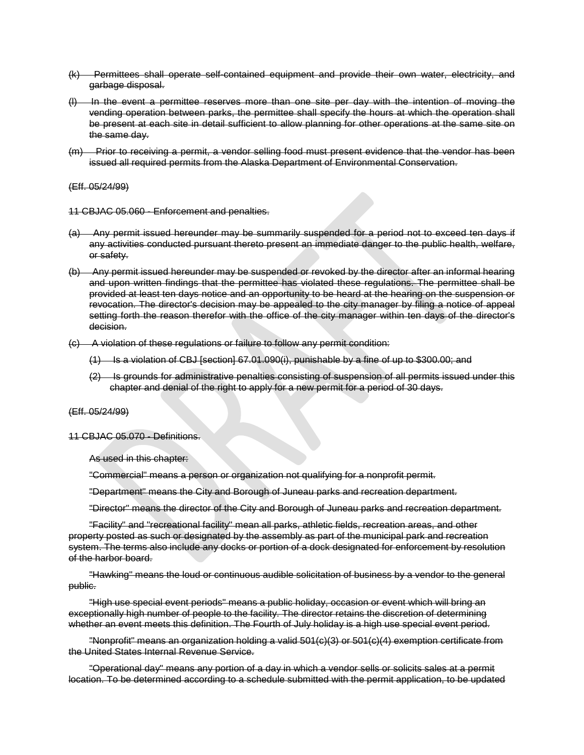(k) Permittees shall operate self-contained equipment and provide their own water, electricity, and garbage disposal.

(l) In the event a permittee reserves more than one site per day with the intention of moving the vending operation between parks, the permittee shall specify the hours at which the operation shall be present at each site in detail sufficient to allow planning for other operations at the same site on the same day.

(m) Prior to receiving a permit, a vendor selling food must present evidence that the vendor has been issued all required permits from the Alaska Department of Environmental Conservation.

(Eff. 05/24/99)

11 CBJAC 05.060 - Enforcement and penalties.

(a) Any permit issued hereunder may be summarily suspended for a period not to exceed ten days if any activities conducted pursuant thereto present an immediate danger to the public health, welfare, or safety.

(b) Any permit issued hereunder may be suspended or revoked by the director after an informal hearing and upon written findings that the permittee has violated these regulations. The permittee shall be provided at least ten days notice and an opportunity to be heard at the hearing on the suspension or revocation. The director's decision may be appealed to the city manager by filing a notice of appeal setting forth the reason therefor with the office of the city manager within ten days of the director's decision.

(c) A violation of these regulations or failure to follow any permit condition:

(1) Is a violation of CBJ [section] 67.01.090(i), punishable by a fine of up to $300.00; and

(2) Is grounds for administrative penalties consisting of suspension of all permits issued under this chapter and denial of the right to apply for a new permit for a period of 30 days.

(Eff. 05/24/99)

11 CBJAC 05.070 - Definitions.

As used in this chapter:

"Commercial" means a person or organization not qualifying for a nonprofit permit.

"Department" means the City and Borough of Juneau parks and recreation department.

"Director" means the director of the City and Borough of Juneau parks and recreation department.

"Facility" and "recreational facility" mean all parks, athletic fields, recreation areas, and other property posted as such or designated by the assembly as part of the municipal park and recreation system. The terms also include any docks or portion of a dock designated for enforcement by resolution of the harbor board.

"Hawking" means the loud or continuous audible solicitation of business by a vendor to the general public.

"High use special event periods" means a public holiday, occasion or event which will bring an exceptionally high number of people to the facility. The director retains the discretion of determining whether an event meets this definition. The Fourth of July holiday is a high use special event period.

"Nonprofit" means an organization holding a valid 501(c)(3) or 501(c)(4) exemption certificate from the United States Internal Revenue Service.

"Operational day" means any portion of a day in which a vendor sells or solicits sales at a permit location. To be determined according to a schedule submitted with the permit application, to be updated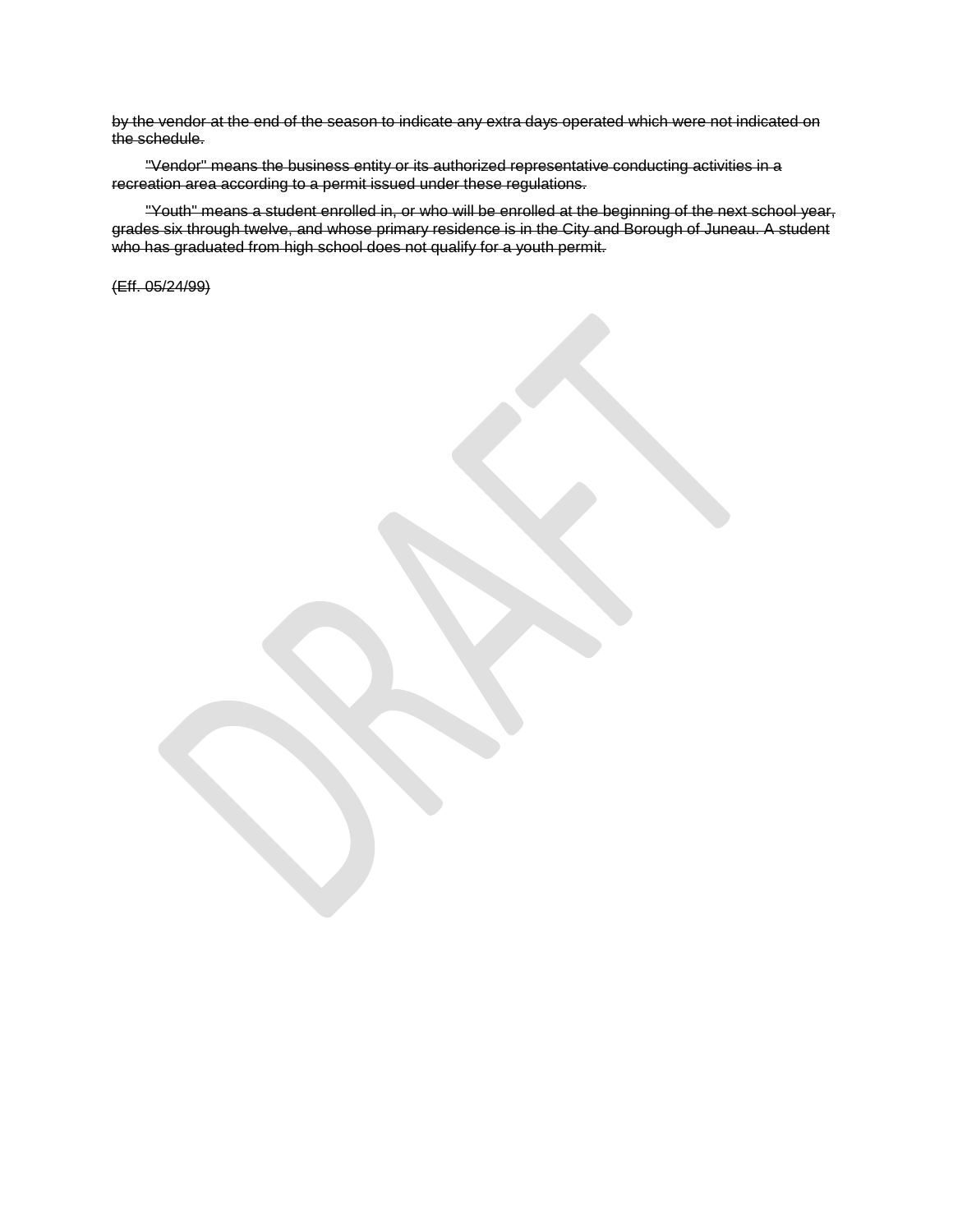~~by the vendor at the end of the season to indicate any extra days operated which were not indicated on the schedule.~~

~~"Vendor" means the business entity or its authorized representative conducting activities in a recreation area according to a permit issued under these regulations.~~

~~"Youth" means a student enrolled in, or who will be enrolled at the beginning of the next school year, grades six through twelve, and whose primary residence is in the City and Borough of Juneau. A student who has graduated from high school does not qualify for a youth permit.~~

~~(Eff. 05/24/99)~~